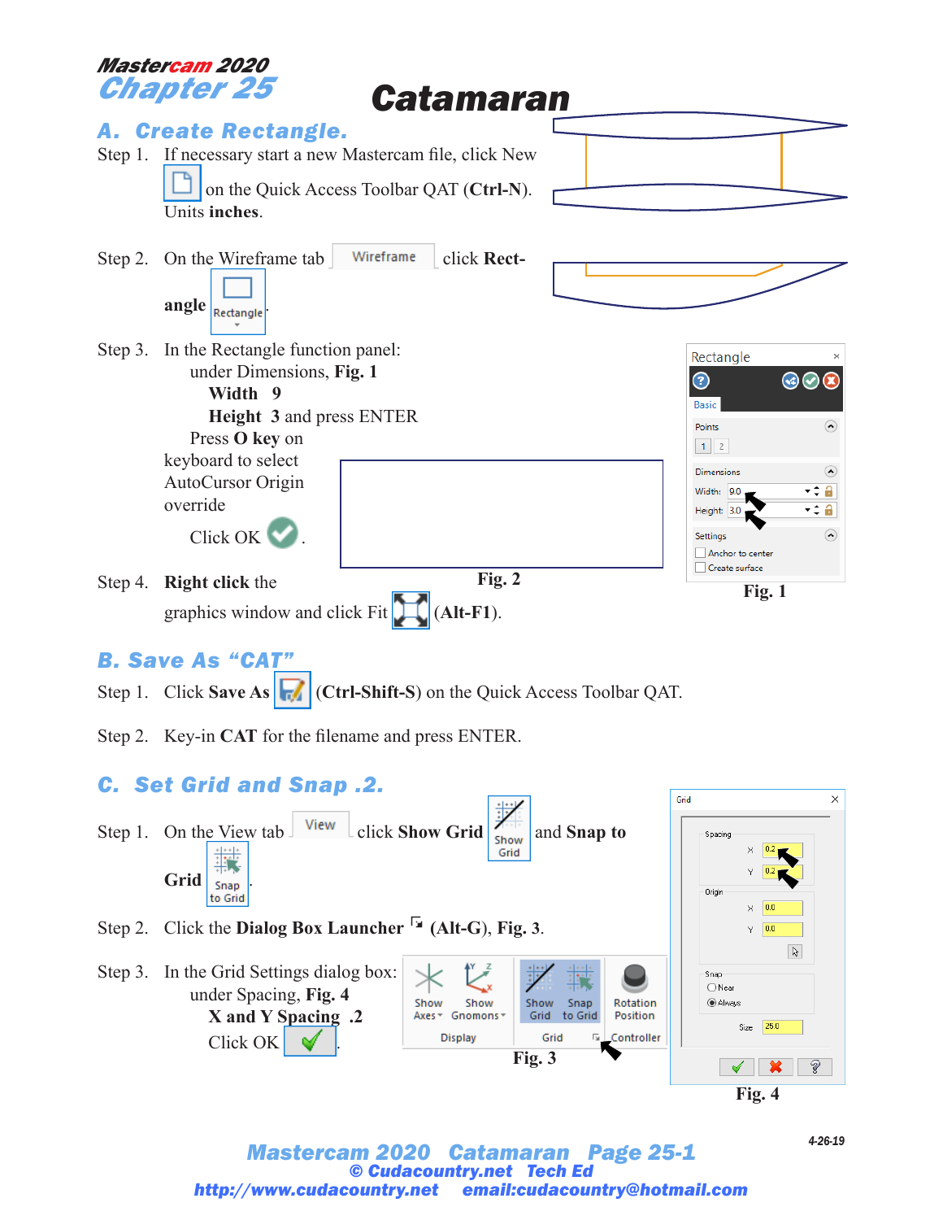Mastercam 2020

# Chapter 25

# Catamaran

## A. Create Rectangle.

Step 1. If necessary start a new Mastercam file, click New on the Quick Access Toolbar QAT (**Ctrl-N**). Units **inches**.

Step 2. On the Wireframe tab Wireframe click **Rectangle** Rectangle.

Step 3. In the Rectangle function panel:
- under Dimensions, **Fig. 1**
  - **Width** **9**
  - **Height** **3** and press ENTER
- Press **O key** on keyboard to select AutoCursor Origin override
- Click OK.

Step 4. **Right click** the graphics window and click Fit (**Alt-F1**).

Fig. 2

Rectangle

Basic

Points

1 2

Dimensions

Width: 9.0

Height: 3.0

Settings

Anchor to center

Create surface

Fig. 1

## B. Save As "CAT"

Step 1. Click **Save As** (**Ctrl-Shift-S**) on the Quick Access Toolbar QAT.

Step 2. Key-in **CAT** for the filename and press ENTER.

## C. Set Grid and Snap .2.

Step 1. On the View tab View click **Show Grid** Show Grid and **Snap to Grid** Snap to Grid.

Step 2. Click the **Dialog Box Launcher** (**Alt-G**), **Fig. 3**.

Step 3. In the Grid Settings dialog box:
- under Spacing, **Fig. 4**
  - **X and Y Spacing** **.2**
- Click OK.

Show Axes, Show Gnomons, Show Grid, Snap to Grid, Rotation Position

Display, Grid, Controller

Fig. 3

Grid

Spacing

X 0.2

Y 0.2

Origin

X 0.0

Y 0.0

Snap

Near

Always

Size 25.0

Fig. 4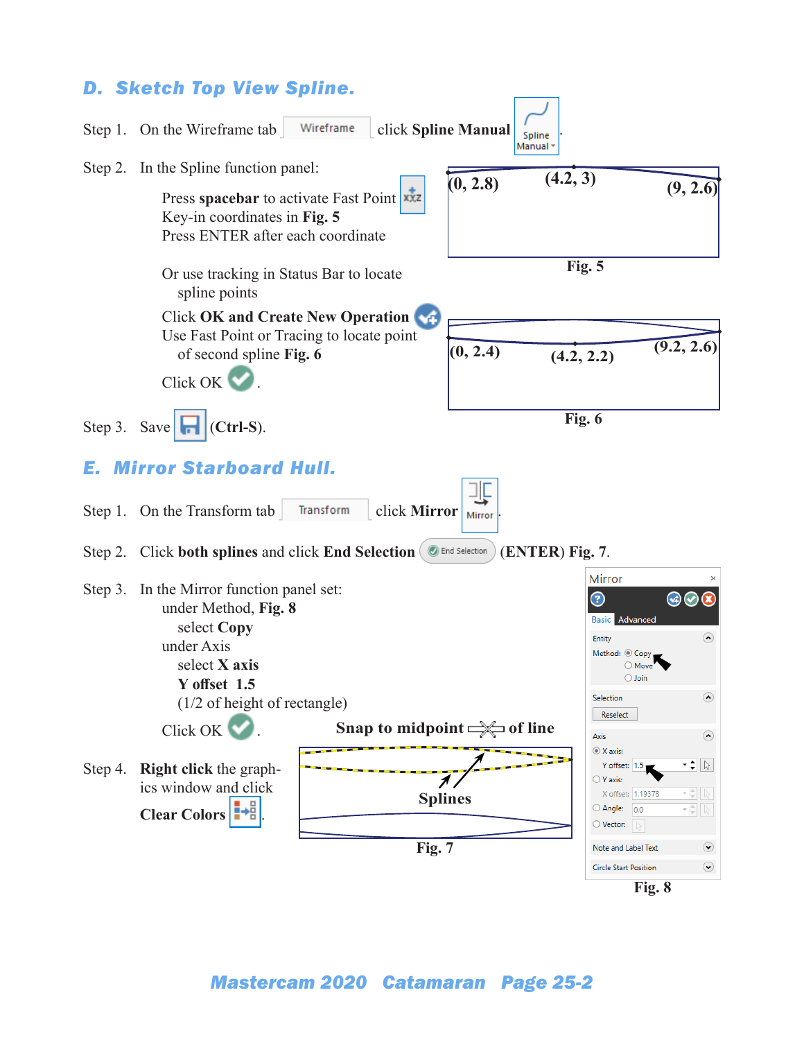## D. Sketch Top View Spline.

Step 1. On the Wireframe tab Wireframe click **Spline Manual** Spline Manual.

Step 2. In the Spline function panel:

Press **spacebar** to activate Fast Point
Key-in coordinates in **Fig. 5**
Press ENTER after each coordinate

Or use tracking in Status Bar to locate spline points

Click **OK and Create New Operation**
Use Fast Point or Tracing to locate point of second spline **Fig. 6**

Click OK .

(0, 2.8) (4.2, 3) (9, 2.6)

**Fig. 5**

(0, 2.4) (4.2, 2.2) (9.2, 2.6)

**Fig. 6**

Step 3. Save **(Ctrl-S)**.

## E. Mirror Starboard Hull.

Step 1. On the Transform tab Transform click **Mirror** Mirror.

Step 2. Click **both splines** and click **End Selection** End Selection **(ENTER) Fig. 7**.

Step 3. In the Mirror function panel set:
under Method, **Fig. 8**
select **Copy**
under Axis
select **X axis**
**Y offset 1.5**
(1/2 of height of rectangle)

Click OK .

Step 4. **Right click** the graphics window and click **Clear Colors**.

**Snap to midpoint** **of line**

Splines

**Fig. 7**

Mirror

Basic Advanced

Entity
Method: Copy
Move
Join

Selection
Reselect

Axis
X axis:
Y offset: 1.5
Y axis:
X offset: 1.19378
Angle: 0.0
Vector:

Note and Label Text

Circle Start Position

**Fig. 8**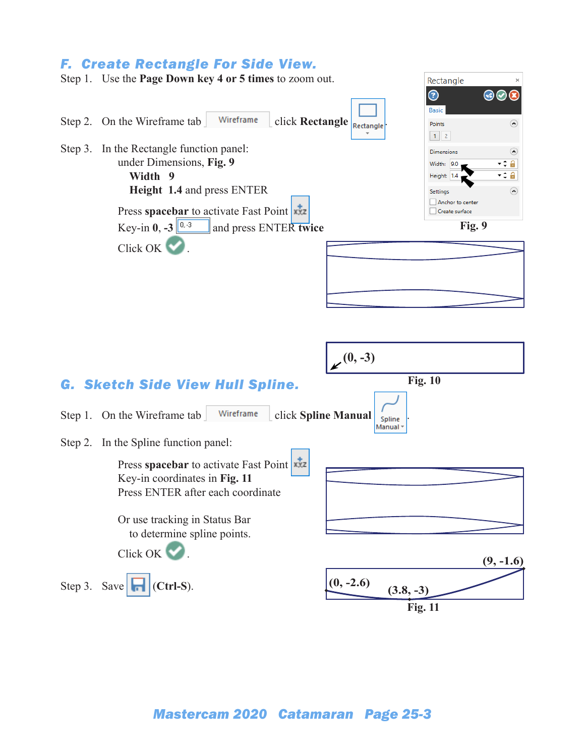## F. Create Rectangle For Side View.

Step 1. Use the **Page Down key 4 or 5 times** to zoom out.

Step 2. On the Wireframe tab Wireframe click **Rectangle** Rectangle.

Step 3. In the Rectangle function panel:

under Dimensions, **Fig. 9**

**Width** 9

**Height** 1.4 and press ENTER

Press **spacebar** to activate Fast Point

Key-in **0, -3** 0,-3 and press ENTER **twice**

Click OK .

Rectangle

Basic

Points

1 2

Dimensions

Width: 9.0

Height: 1.4

Settings

Anchor to center

Create surface

**Fig. 9**

**(0, -3)**

**Fig. 10**

## G. Sketch Side View Hull Spline.

Step 1. On the Wireframe tab Wireframe click **Spline Manual** Spline Manual.

Step 2. In the Spline function panel:

Press **spacebar** to activate Fast Point

Key-in coordinates in **Fig. 11**

Press ENTER after each coordinate

Or use tracking in Status Bar to determine spline points.

Click OK .

Step 3. Save **(Ctrl-S)**.

**(9, -1.6)**

**(0, -2.6)**

**(3.8, -3)**

**Fig. 11**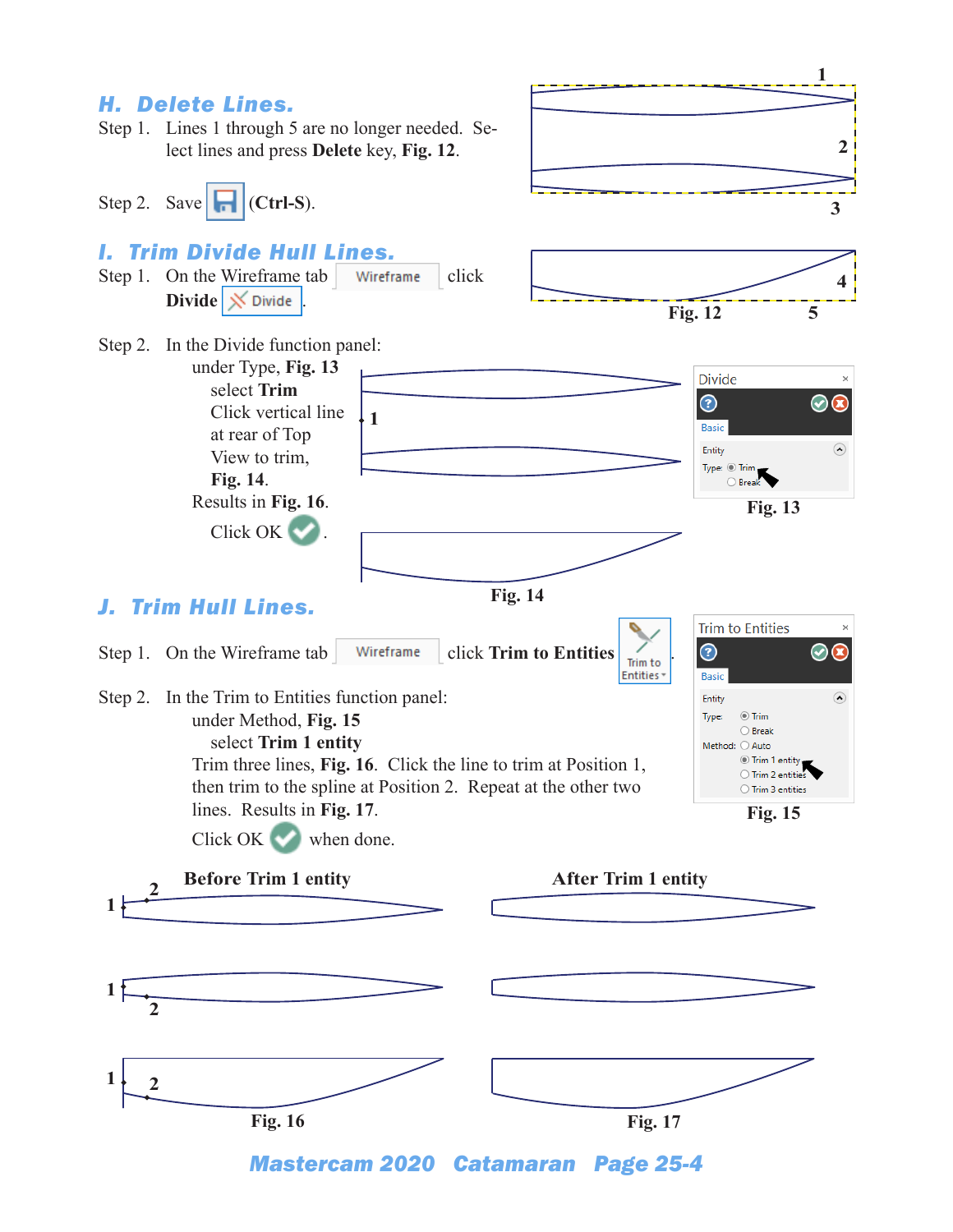## H. Delete Lines.

Step 1. Lines 1 through 5 are no longer needed. Select lines and press **Delete** key, **Fig. 12**.

Step 2. Save (**Ctrl-S**).

Fig. 12

## I. Trim Divide Hull Lines.

Step 1. On the Wireframe tab Wireframe click **Divide** Divide.

Step 2. In the Divide function panel:
under Type, **Fig. 13**
select **Trim**
Click vertical line at rear of Top View to trim, **Fig. 14**.
Results in **Fig. 16**.
Click OK.

Fig. 13

Fig. 14

## J. Trim Hull Lines.

Step 1. On the Wireframe tab Wireframe click **Trim to Entities** Trim to Entities.

Step 2. In the Trim to Entities function panel:
under Method, **Fig. 15**
select **Trim 1 entity**
Trim three lines, **Fig. 16**. Click the line to trim at Position 1, then trim to the spline at Position 2. Repeat at the other two lines. Results in **Fig. 17**.
Click OK when done.

Fig. 15

**Before Trim 1 entity**

Fig. 16

**After Trim 1 entity**

Fig. 17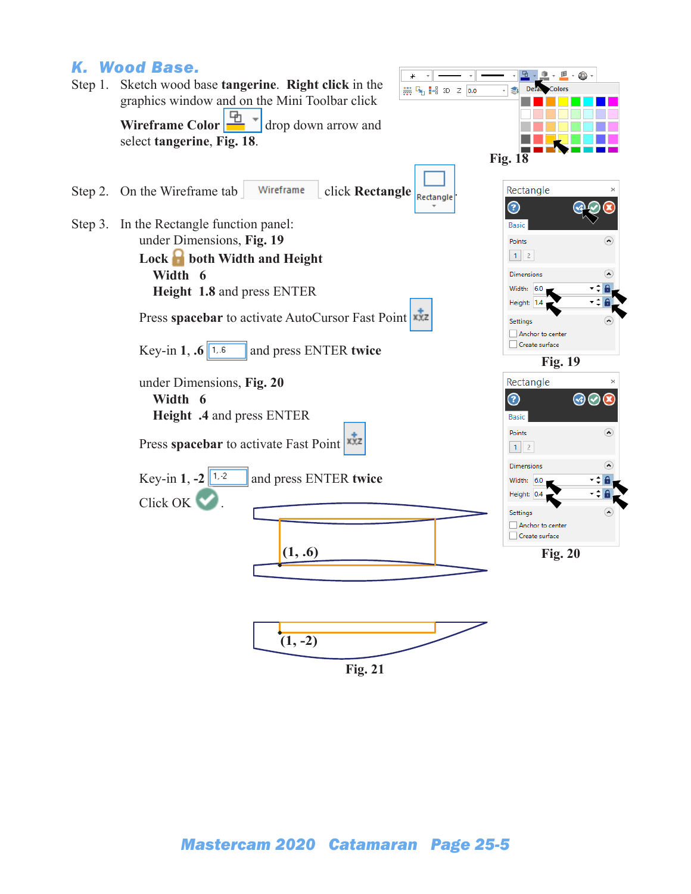## K. Wood Base.

Step 1. Sketch wood base **tangerine**. **Right click** in the graphics window and on the Mini Toolbar click **Wireframe Color** drop down arrow and select **tangerine**, **Fig. 18**.

Fig. 18

Step 2. On the Wireframe tab click **Rectangle**

Step 3. In the Rectangle function panel:

under Dimensions, **Fig. 19**

**Lock both Width and Height**

**Width 6**

**Height 1.8** and press ENTER

Press **spacebar** to activate AutoCursor Fast Point

Key-in **1, .6** and press ENTER **twice**

Fig. 19

under Dimensions, **Fig. 20**

**Width 6**

**Height .4** and press ENTER

Press **spacebar** to activate Fast Point

Key-in **1, -2** and press ENTER **twice**

Click OK .

Fig. 20

(1, .6)

(1, -2)

Fig. 21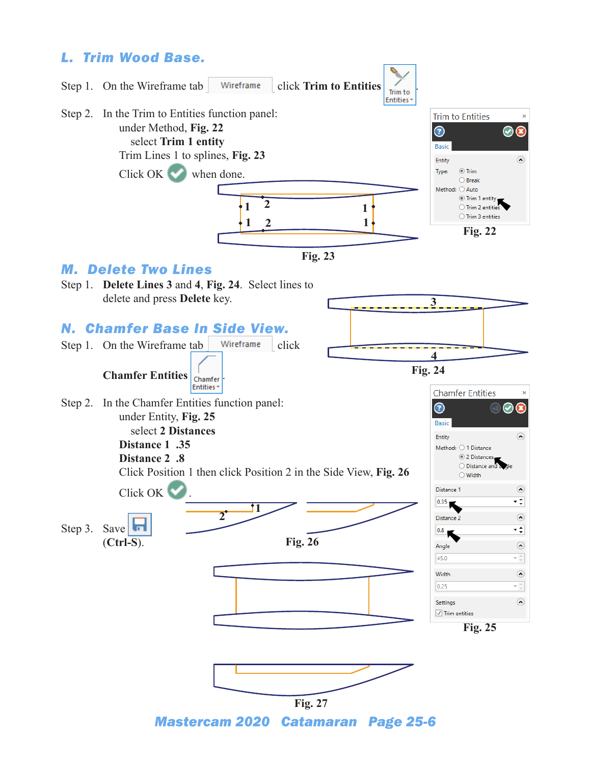## L. Trim Wood Base.

Step 1. On the Wireframe tab Wireframe click **Trim to Entities** Trim to Entities.

Step 2. In the Trim to Entities function panel:
under Method, **Fig. 22**
select **Trim 1 entity**
Trim Lines 1 to splines, **Fig. 23**
Click OK when done.

Trim to Entities
Basic
Entity
Type: Trim
Break
Method: Auto
Trim 1 entity
Trim 2 entities
Trim 3 entities

**Fig. 22**

1 2 1
1 2 1

**Fig. 23**

## M. Delete Two Lines

Step 1. **Delete Lines 3** and **4**, **Fig. 24**. Select lines to delete and press **Delete** key.

3
4

**Fig. 24**

## N. Chamfer Base In Side View.

Step 1. On the Wireframe tab Wireframe click **Chamfer Entities** Chamfer Entities.

Step 2. In the Chamfer Entities function panel:
under Entity, **Fig. 25**
select **2 Distances**
**Distance 1 .35**
**Distance 2 .8**
Click Position 1 then click Position 2 in the Side View, **Fig. 26**
Click OK .

Chamfer Entities
Basic
Entity
Method: 1 Distance
2 Distances
Distance and angle
Width
Distance 1
0.35
Distance 2
0.8
Angle
45.0
Width
0.25
Settings
Trim entities

**Fig. 25**

Step 3. Save (**Ctrl-S**).

2 1

**Fig. 26**

**Fig. 27**